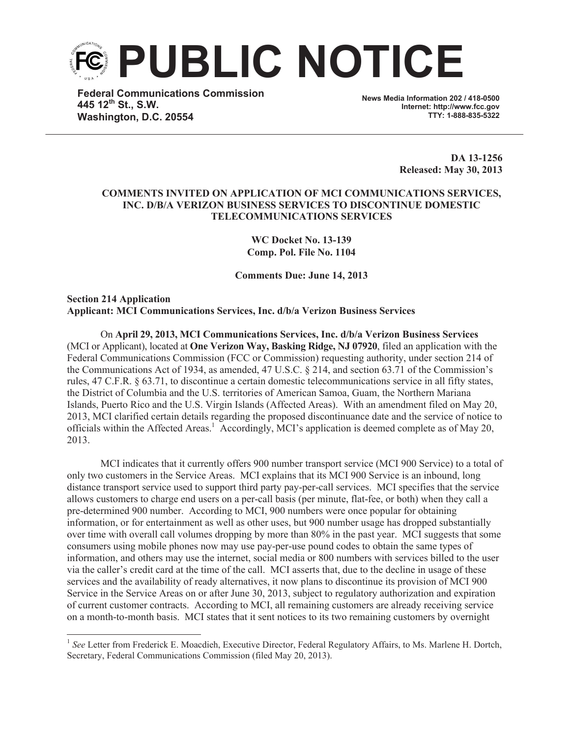# PUBLIC NOTICE

**Federal Communications Commission**
**445 12th St., S.W.**
**Washington, D.C. 20554**

**News Media Information 202 / 418-0500**
**Internet: http://www.fcc.gov**
**TTY: 1-888-835-5322**

**DA 13-1256**
**Released: May 30, 2013**

**COMMENTS INVITED ON APPLICATION OF MCI COMMUNICATIONS SERVICES, INC. D/B/A VERIZON BUSINESS SERVICES TO DISCONTINUE DOMESTIC TELECOMMUNICATIONS SERVICES**

**WC Docket No. 13-139**
**Comp. Pol. File No. 1104**

**Comments Due: June 14, 2013**

**Section 214 Application**
**Applicant: MCI Communications Services, Inc. d/b/a Verizon Business Services**

On **April 29, 2013, MCI Communications Services, Inc. d/b/a Verizon Business Services** (MCI or Applicant), located at **One Verizon Way, Basking Ridge, NJ 07920**, filed an application with the Federal Communications Commission (FCC or Commission) requesting authority, under section 214 of the Communications Act of 1934, as amended, 47 U.S.C. § 214, and section 63.71 of the Commission's rules, 47 C.F.R. § 63.71, to discontinue a certain domestic telecommunications service in all fifty states, the District of Columbia and the U.S. territories of American Samoa, Guam, the Northern Mariana Islands, Puerto Rico and the U.S. Virgin Islands (Affected Areas). With an amendment filed on May 20, 2013, MCI clarified certain details regarding the proposed discontinuance date and the service of notice to officials within the Affected Areas.[1] Accordingly, MCI's application is deemed complete as of May 20, 2013.

MCI indicates that it currently offers 900 number transport service (MCI 900 Service) to a total of only two customers in the Service Areas. MCI explains that its MCI 900 Service is an inbound, long distance transport service used to support third party pay-per-call services. MCI specifies that the service allows customers to charge end users on a per-call basis (per minute, flat-fee, or both) when they call a pre-determined 900 number. According to MCI, 900 numbers were once popular for obtaining information, or for entertainment as well as other uses, but 900 number usage has dropped substantially over time with overall call volumes dropping by more than 80% in the past year. MCI suggests that some consumers using mobile phones now may use pay-per-use pound codes to obtain the same types of information, and others may use the internet, social media or 800 numbers with services billed to the user via the caller's credit card at the time of the call. MCI asserts that, due to the decline in usage of these services and the availability of ready alternatives, it now plans to discontinue its provision of MCI 900 Service in the Service Areas on or after June 30, 2013, subject to regulatory authorization and expiration of current customer contracts. According to MCI, all remaining customers are already receiving service on a month-to-month basis. MCI states that it sent notices to its two remaining customers by overnight

[1] *See* Letter from Frederick E. Moacdieh, Executive Director, Federal Regulatory Affairs, to Ms. Marlene H. Dortch, Secretary, Federal Communications Commission (filed May 20, 2013).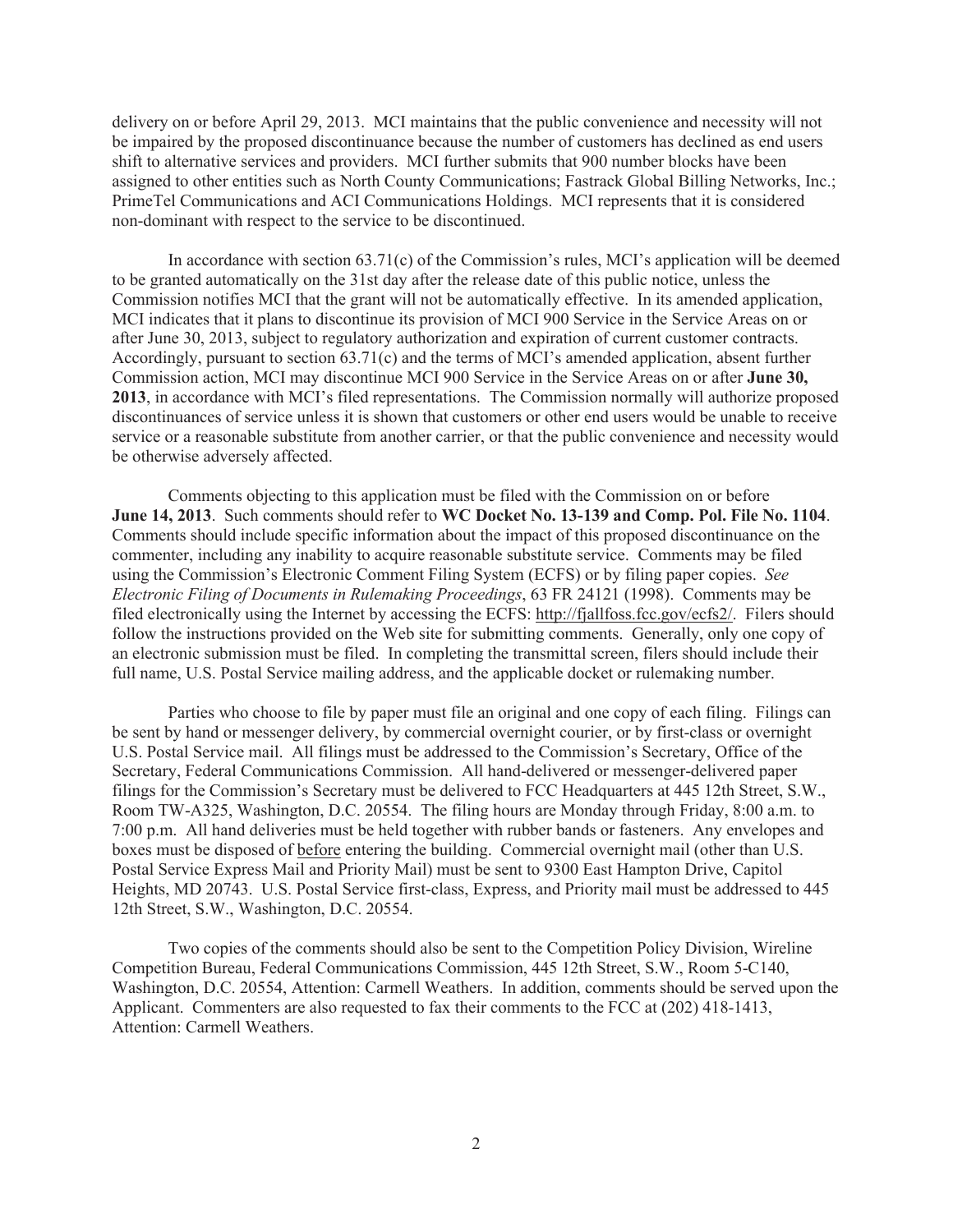delivery on or before April 29, 2013. MCI maintains that the public convenience and necessity will not be impaired by the proposed discontinuance because the number of customers has declined as end users shift to alternative services and providers. MCI further submits that 900 number blocks have been assigned to other entities such as North County Communications; Fastrack Global Billing Networks, Inc.; PrimeTel Communications and ACI Communications Holdings. MCI represents that it is considered non-dominant with respect to the service to be discontinued.

In accordance with section 63.71(c) of the Commission's rules, MCI's application will be deemed to be granted automatically on the 31st day after the release date of this public notice, unless the Commission notifies MCI that the grant will not be automatically effective. In its amended application, MCI indicates that it plans to discontinue its provision of MCI 900 Service in the Service Areas on or after June 30, 2013, subject to regulatory authorization and expiration of current customer contracts. Accordingly, pursuant to section 63.71(c) and the terms of MCI's amended application, absent further Commission action, MCI may discontinue MCI 900 Service in the Service Areas on or after **June 30, 2013**, in accordance with MCI's filed representations. The Commission normally will authorize proposed discontinuances of service unless it is shown that customers or other end users would be unable to receive service or a reasonable substitute from another carrier, or that the public convenience and necessity would be otherwise adversely affected.

Comments objecting to this application must be filed with the Commission on or before **June 14, 2013**. Such comments should refer to **WC Docket No. 13-139 and Comp. Pol. File No. 1104**. Comments should include specific information about the impact of this proposed discontinuance on the commenter, including any inability to acquire reasonable substitute service. Comments may be filed using the Commission's Electronic Comment Filing System (ECFS) or by filing paper copies. *See Electronic Filing of Documents in Rulemaking Proceedings*, 63 FR 24121 (1998). Comments may be filed electronically using the Internet by accessing the ECFS: http://fjallfoss.fcc.gov/ecfs2/. Filers should follow the instructions provided on the Web site for submitting comments. Generally, only one copy of an electronic submission must be filed. In completing the transmittal screen, filers should include their full name, U.S. Postal Service mailing address, and the applicable docket or rulemaking number.

Parties who choose to file by paper must file an original and one copy of each filing. Filings can be sent by hand or messenger delivery, by commercial overnight courier, or by first-class or overnight U.S. Postal Service mail. All filings must be addressed to the Commission's Secretary, Office of the Secretary, Federal Communications Commission. All hand-delivered or messenger-delivered paper filings for the Commission's Secretary must be delivered to FCC Headquarters at 445 12th Street, S.W., Room TW-A325, Washington, D.C. 20554. The filing hours are Monday through Friday, 8:00 a.m. to 7:00 p.m. All hand deliveries must be held together with rubber bands or fasteners. Any envelopes and boxes must be disposed of before entering the building. Commercial overnight mail (other than U.S. Postal Service Express Mail and Priority Mail) must be sent to 9300 East Hampton Drive, Capitol Heights, MD 20743. U.S. Postal Service first-class, Express, and Priority mail must be addressed to 445 12th Street, S.W., Washington, D.C. 20554.

Two copies of the comments should also be sent to the Competition Policy Division, Wireline Competition Bureau, Federal Communications Commission, 445 12th Street, S.W., Room 5-C140, Washington, D.C. 20554, Attention: Carmell Weathers. In addition, comments should be served upon the Applicant. Commenters are also requested to fax their comments to the FCC at (202) 418-1413, Attention: Carmell Weathers.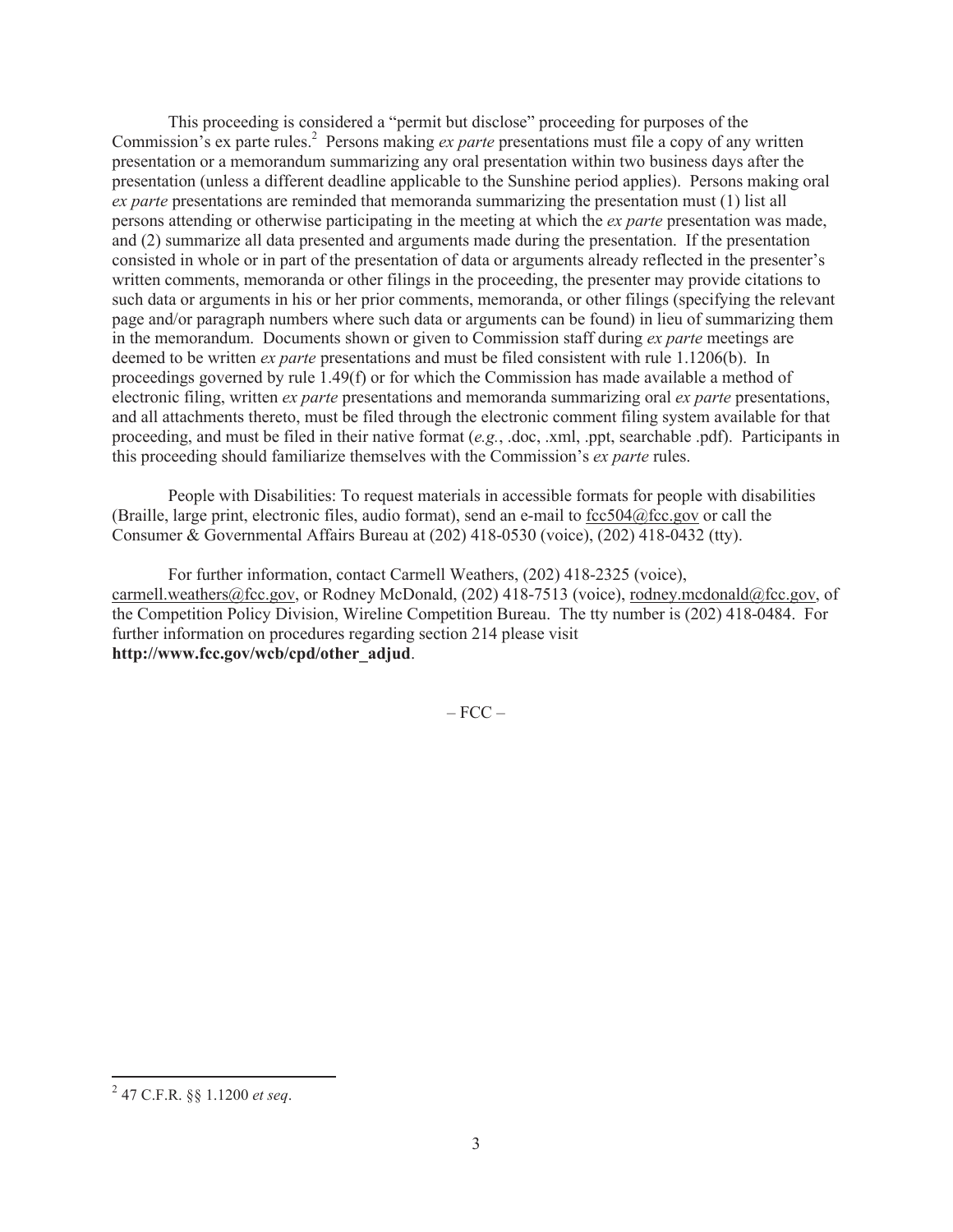This proceeding is considered a "permit but disclose" proceeding for purposes of the Commission's ex parte rules.[2] Persons making *ex parte* presentations must file a copy of any written presentation or a memorandum summarizing any oral presentation within two business days after the presentation (unless a different deadline applicable to the Sunshine period applies). Persons making oral *ex parte* presentations are reminded that memoranda summarizing the presentation must (1) list all persons attending or otherwise participating in the meeting at which the *ex parte* presentation was made, and (2) summarize all data presented and arguments made during the presentation. If the presentation consisted in whole or in part of the presentation of data or arguments already reflected in the presenter's written comments, memoranda or other filings in the proceeding, the presenter may provide citations to such data or arguments in his or her prior comments, memoranda, or other filings (specifying the relevant page and/or paragraph numbers where such data or arguments can be found) in lieu of summarizing them in the memorandum. Documents shown or given to Commission staff during *ex parte* meetings are deemed to be written *ex parte* presentations and must be filed consistent with rule 1.1206(b). In proceedings governed by rule 1.49(f) or for which the Commission has made available a method of electronic filing, written *ex parte* presentations and memoranda summarizing oral *ex parte* presentations, and all attachments thereto, must be filed through the electronic comment filing system available for that proceeding, and must be filed in their native format (*e.g.*, .doc, .xml, .ppt, searchable .pdf). Participants in this proceeding should familiarize themselves with the Commission's *ex parte* rules.

People with Disabilities: To request materials in accessible formats for people with disabilities (Braille, large print, electronic files, audio format), send an e-mail to fcc504@fcc.gov or call the Consumer & Governmental Affairs Bureau at (202) 418-0530 (voice), (202) 418-0432 (tty).

For further information, contact Carmell Weathers, (202) 418-2325 (voice), carmell.weathers@fcc.gov, or Rodney McDonald, (202) 418-7513 (voice), rodney.mcdonald@fcc.gov, of the Competition Policy Division, Wireline Competition Bureau. The tty number is (202) 418-0484. For further information on procedures regarding section 214 please visit **http://www.fcc.gov/wcb/cpd/other_adjud**.

– FCC –

[2] 47 C.F.R. §§ 1.1200 *et seq*.